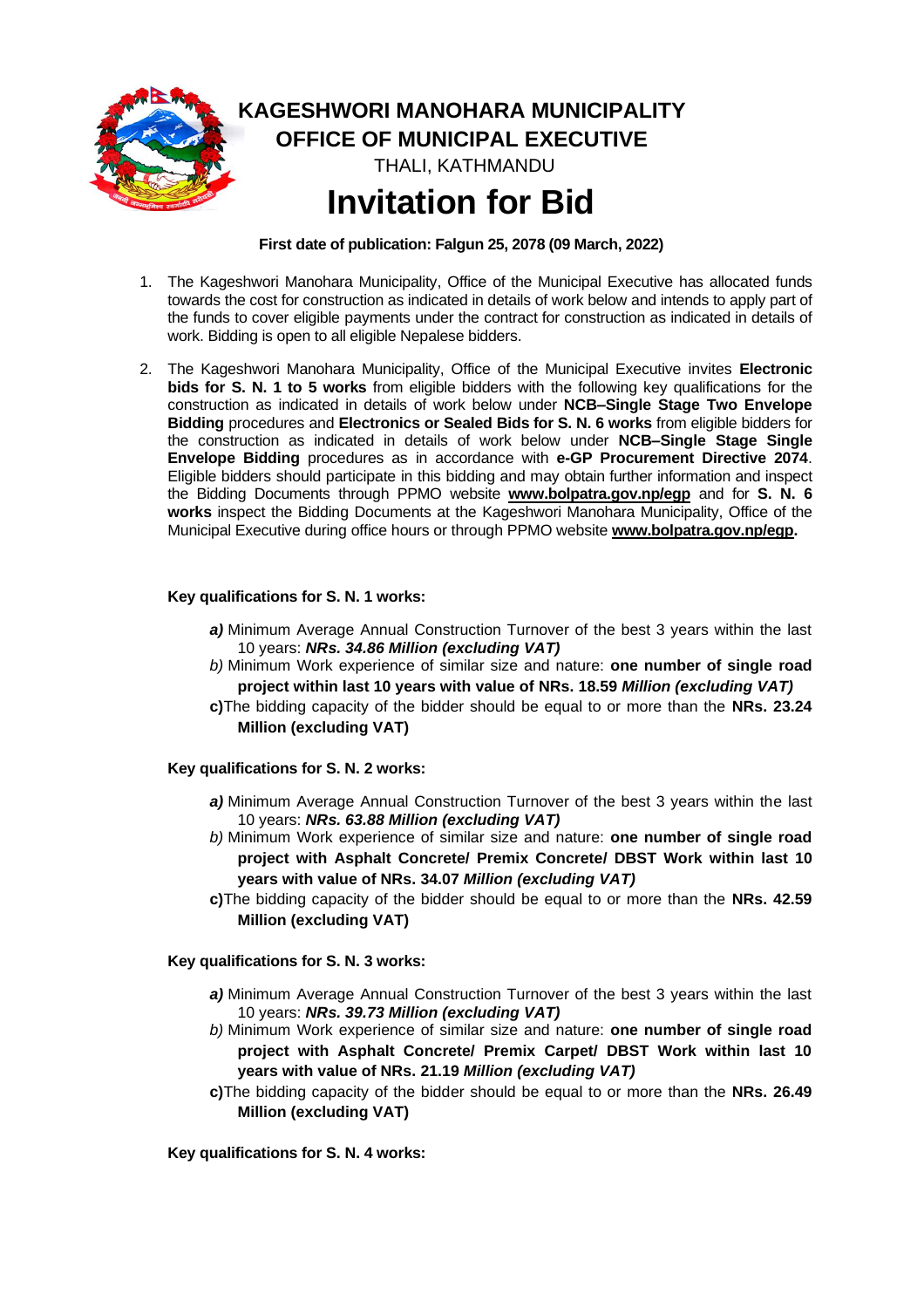# KAGESHWORI MANOHARA MUNICIPALITY

## OFFICE OF MUNICIPAL EXECUTIVE

THALI, KATHMANDU

# Invitation for Bid

**First date of publication: Falgun 25, 2078 (09 March, 2022)**

1. The Kageshwori Manohara Municipality, Office of the Municipal Executive has allocated funds towards the cost for construction as indicated in details of work below and intends to apply part of the funds to cover eligible payments under the contract for construction as indicated in details of work. Bidding is open to all eligible Nepalese bidders.

2. The Kageshwori Manohara Municipality, Office of the Municipal Executive invites **Electronic bids for S. N. 1 to 5 works** from eligible bidders with the following key qualifications for the construction as indicated in details of work below under **NCB–Single Stage Two Envelope Bidding** procedures and **Electronics or Sealed Bids for S. N. 6 works** from eligible bidders for the construction as indicated in details of work below under **NCB–Single Stage Single Envelope Bidding** procedures as in accordance with **e-GP Procurement Directive 2074**. Eligible bidders should participate in this bidding and may obtain further information and inspect the Bidding Documents through PPMO website **www.bolpatra.gov.np/egp** and for **S. N. 6 works** inspect the Bidding Documents at the Kageshwori Manohara Municipality, Office of the Municipal Executive during office hours or through PPMO website **www.bolpatra.gov.np/egp.**

**Key qualifications for S. N. 1 works:**

***a)*** Minimum Average Annual Construction Turnover of the best 3 years within the last 10 years: ***NRs. 34.86 Million (excluding VAT)***

*b)* Minimum Work experience of similar size and nature: **one number of single road project within last 10 years with value of NRs. 18.59** ***Million (excluding VAT)***

**c)** The bidding capacity of the bidder should be equal to or more than the **NRs. 23.24 Million (excluding VAT)**

**Key qualifications for S. N. 2 works:**

***a)*** Minimum Average Annual Construction Turnover of the best 3 years within the last 10 years: ***NRs. 63.88 Million (excluding VAT)***

*b)* Minimum Work experience of similar size and nature: **one number of single road project with Asphalt Concrete/ Premix Concrete/ DBST Work within last 10 years with value of NRs. 34.07** ***Million (excluding VAT)***

**c)** The bidding capacity of the bidder should be equal to or more than the **NRs. 42.59 Million (excluding VAT)**

**Key qualifications for S. N. 3 works:**

***a)*** Minimum Average Annual Construction Turnover of the best 3 years within the last 10 years: ***NRs. 39.73 Million (excluding VAT)***

*b)* Minimum Work experience of similar size and nature: **one number of single road project with Asphalt Concrete/ Premix Carpet/ DBST Work within last 10 years with value of NRs. 21.19** ***Million (excluding VAT)***

**c)** The bidding capacity of the bidder should be equal to or more than the **NRs. 26.49 Million (excluding VAT)**

**Key qualifications for S. N. 4 works:**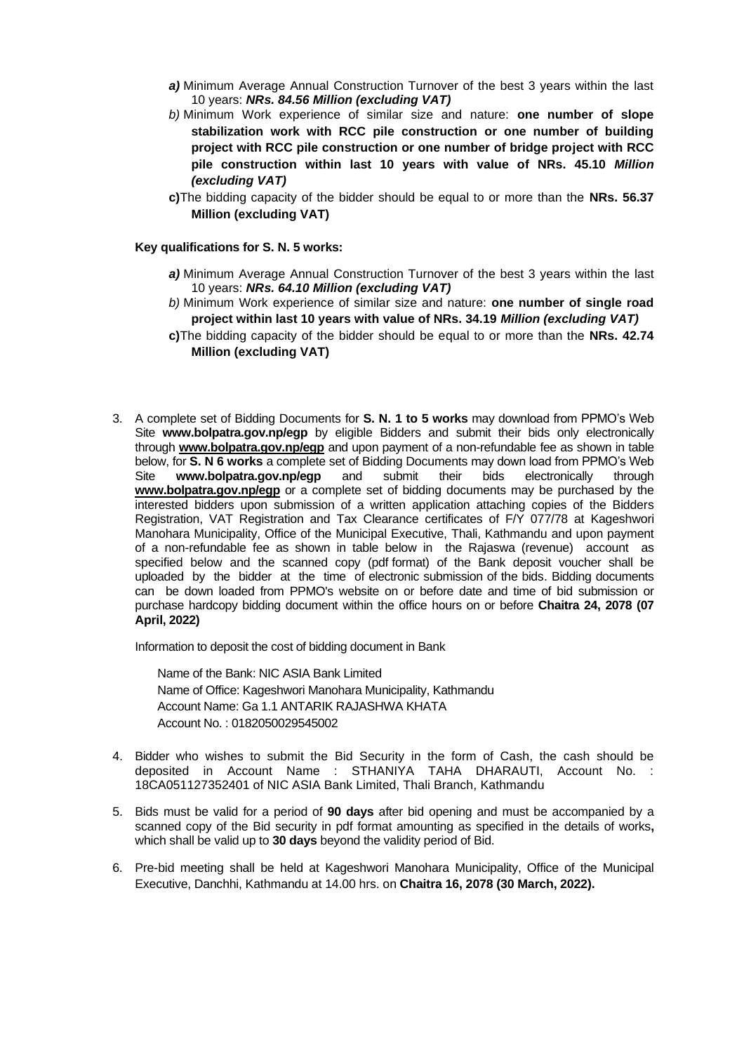- ***a)*** Minimum Average Annual Construction Turnover of the best 3 years within the last 10 years: ***NRs. 84.56 Million (excluding VAT)***
- *b)* Minimum Work experience of similar size and nature: **one number of slope stabilization work with RCC pile construction or one number of building project with RCC pile construction or one number of bridge project with RCC pile construction within last 10 years with value of NRs. 45.10** ***Million (excluding VAT)***
- **c)**The bidding capacity of the bidder should be equal to or more than the **NRs. 56.37 Million (excluding VAT)**

**Key qualifications for S. N. 5 works:**

- ***a)*** Minimum Average Annual Construction Turnover of the best 3 years within the last 10 years: ***NRs. 64.10 Million (excluding VAT)***
- *b)* Minimum Work experience of similar size and nature: **one number of single road project within last 10 years with value of NRs. 34.19** ***Million (excluding VAT)***
- **c)**The bidding capacity of the bidder should be equal to or more than the **NRs. 42.74 Million (excluding VAT)**

3. A complete set of Bidding Documents for **S. N. 1 to 5 works** may download from PPMO's Web Site **www.bolpatra.gov.np/egp** by eligible Bidders and submit their bids only electronically through **www.bolpatra.gov.np/egp** and upon payment of a non-refundable fee as shown in table below, for **S. N 6 works** a complete set of Bidding Documents may down load from PPMO's Web Site **www.bolpatra.gov.np/egp** and submit their bids electronically through **www.bolpatra.gov.np/egp** or a complete set of bidding documents may be purchased by the interested bidders upon submission of a written application attaching copies of the Bidders Registration, VAT Registration and Tax Clearance certificates of F/Y 077/78 at Kageshwori Manohara Municipality, Office of the Municipal Executive, Thali, Kathmandu and upon payment of a non-refundable fee as shown in table below in the Rajaswa (revenue) account as specified below and the scanned copy (pdf format) of the Bank deposit voucher shall be uploaded by the bidder at the time of electronic submission of the bids. Bidding documents can be down loaded from PPMO's website on or before date and time of bid submission or purchase hardcopy bidding document within the office hours on or before **Chaitra 24, 2078 (07 April, 2022)**

   Information to deposit the cost of bidding document in Bank

   Name of the Bank: NIC ASIA Bank Limited
   Name of Office: Kageshwori Manohara Municipality, Kathmandu
   Account Name: Ga 1.1 ANTARIK RAJASHWA KHATA
   Account No. : 0182050029545002

4. Bidder who wishes to submit the Bid Security in the form of Cash, the cash should be deposited in Account Name : STHANIYA TAHA DHARAUTI, Account No. : 18CA051127352401 of NIC ASIA Bank Limited, Thali Branch, Kathmandu

5. Bids must be valid for a period of **90 days** after bid opening and must be accompanied by a scanned copy of the Bid security in pdf format amounting as specified in the details of works**,** which shall be valid up to **30 days** beyond the validity period of Bid.

6. Pre-bid meeting shall be held at Kageshwori Manohara Municipality, Office of the Municipal Executive, Danchhi, Kathmandu at 14.00 hrs. on **Chaitra 16, 2078 (30 March, 2022).**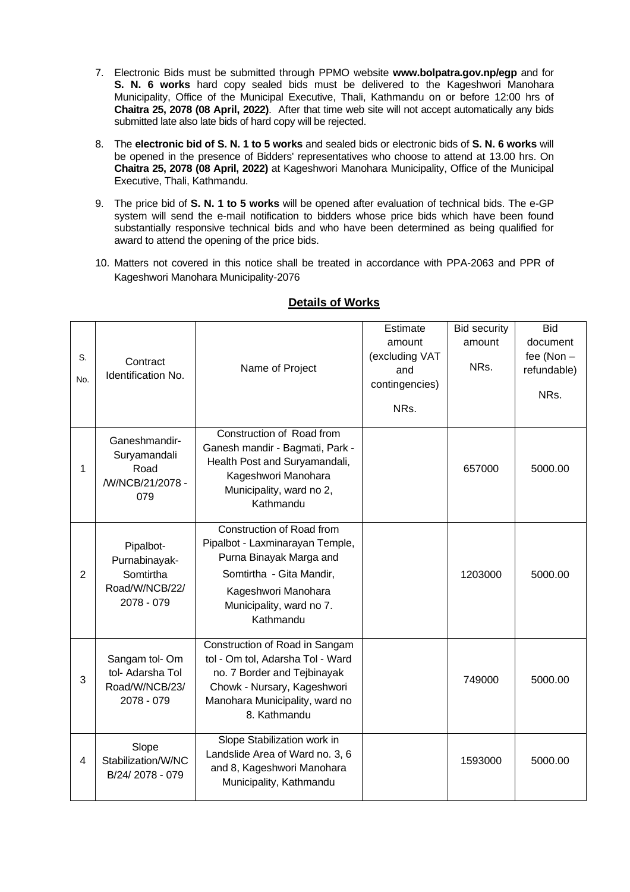7. Electronic Bids must be submitted through PPMO website **www.bolpatra.gov.np/egp** and for **S. N. 6 works** hard copy sealed bids must be delivered to the Kageshwori Manohara Municipality, Office of the Municipal Executive, Thali, Kathmandu on or before 12:00 hrs of **Chaitra 25, 2078 (08 April, 2022)**. After that time web site will not accept automatically any bids submitted late also late bids of hard copy will be rejected.

8. The **electronic bid of S. N. 1 to 5 works** and sealed bids or electronic bids of **S. N. 6 works** will be opened in the presence of Bidders' representatives who choose to attend at 13.00 hrs. On **Chaitra 25, 2078 (08 April, 2022)** at Kageshwori Manohara Municipality, Office of the Municipal Executive, Thali, Kathmandu.

9. The price bid of **S. N. 1 to 5 works** will be opened after evaluation of technical bids. The e-GP system will send the e-mail notification to bidders whose price bids which have been found substantially responsive technical bids and who have been determined as being qualified for award to attend the opening of the price bids.

10. Matters not covered in this notice shall be treated in accordance with PPA-2063 and PPR of Kageshwori Manohara Municipality-2076

## Details of Works

| S. No. | Contract Identification No. | Name of Project | Estimate amount (excluding VAT and contingencies) NRs. | Bid security amount NRs. | Bid document fee (Non – refundable) NRs. |
|---|---|---|---|---|---|
| 1 | Ganeshmandir-Suryamandali Road /W/NCB/21/2078 - 079 | Construction of Road from Ganesh mandir - Bagmati, Park - Health Post and Suryamandali, Kageshwori Manohara Municipality, ward no 2, Kathmandu | | 657000 | 5000.00 |
| 2 | Pipalbot-Purnabinayak-Somtirtha Road/W/NCB/22/ 2078 - 079 | Construction of Road from Pipalbot - Laxminarayan Temple, Purna Binayak Marga and Somtirtha - Gita Mandir, Kageshwori Manohara Municipality, ward no 7. Kathmandu | | 1203000 | 5000.00 |
| 3 | Sangam tol- Om tol- Adarsha Tol Road/W/NCB/23/ 2078 - 079 | Construction of Road in Sangam tol - Om tol, Adarsha Tol - Ward no. 7 Border and Tejbinayak Chowk - Nursary, Kageshwori Manohara Municipality, ward no 8. Kathmandu | | 749000 | 5000.00 |
| 4 | Slope Stabilization/W/NCB/24/ 2078 - 079 | Slope Stabilization work in Landslide Area of Ward no. 3, 6 and 8, Kageshwori Manohara Municipality, Kathmandu | | 1593000 | 5000.00 |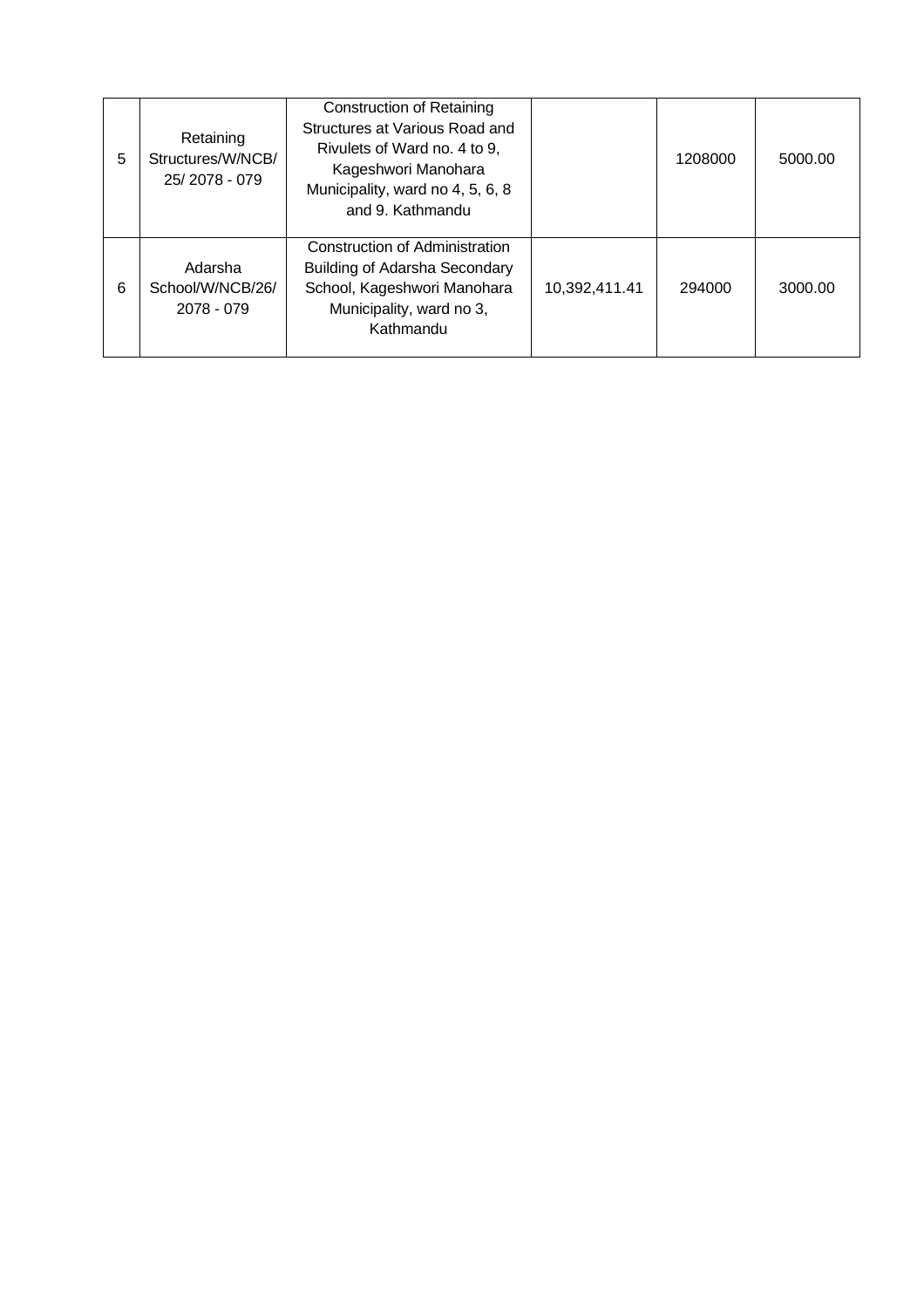| | | | | | |
|---|---|---|---|---|---|
| 5 | Retaining Structures/W/NCB/ 25/ 2078 - 079 | Construction of Retaining Structures at Various Road and Rivulets of Ward no. 4 to 9, Kageshwori Manohara Municipality, ward no 4, 5, 6, 8 and 9. Kathmandu | | 1208000 | 5000.00 |
| 6 | Adarsha School/W/NCB/26/ 2078 - 079 | Construction of Administration Building of Adarsha Secondary School, Kageshwori Manohara Municipality, ward no 3, Kathmandu | 10,392,411.41 | 294000 | 3000.00 |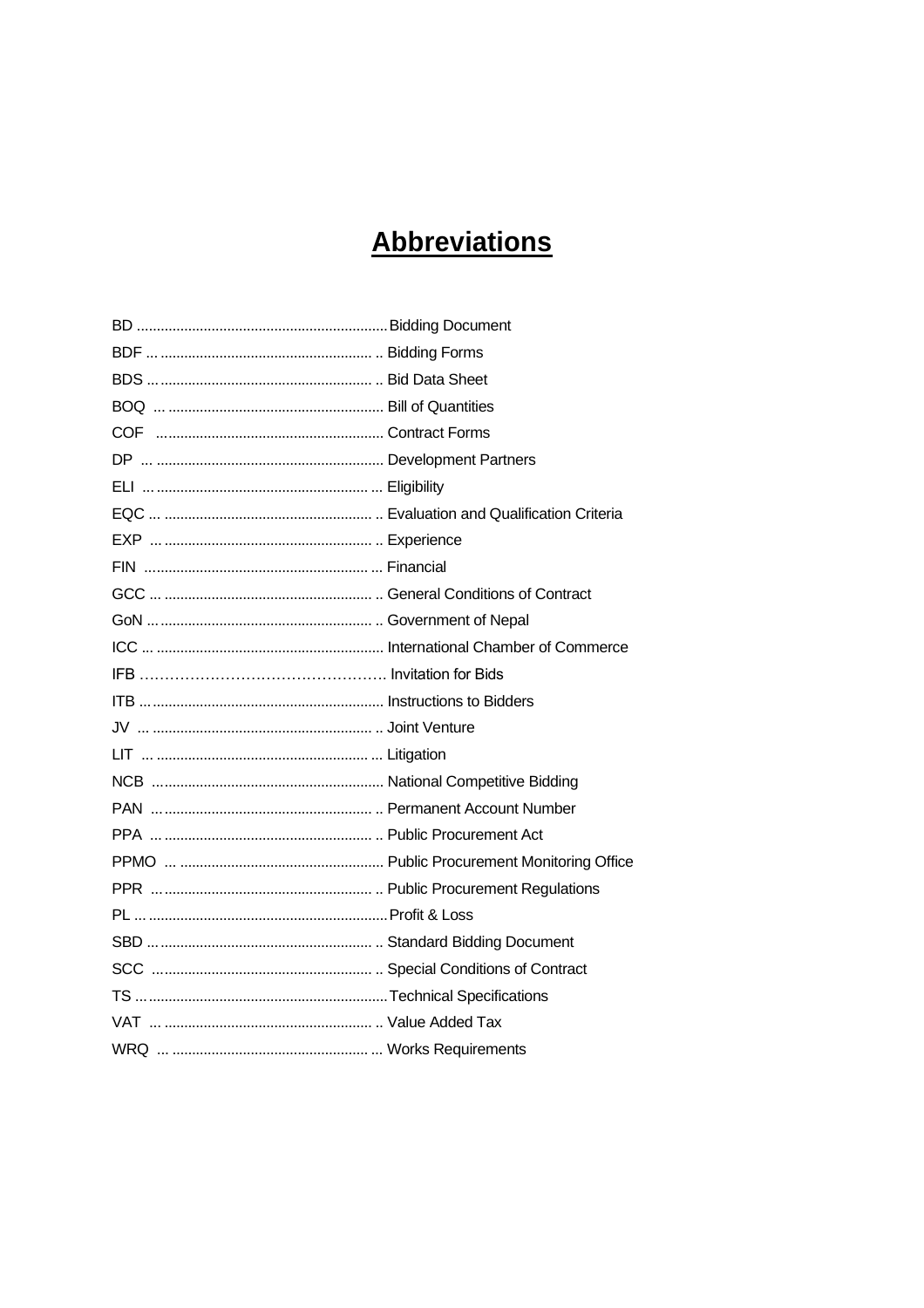# Abbreviations

BD ............................................................... Bidding Document
BDF ... ...................................................... .. Bidding Forms
BDS ... ...................................................... .. Bid Data Sheet
BOQ ... ...................................................... Bill of Quantities
COF ......................................................... Contract Forms
DP ... ......................................................... Development Partners
ELI ... ...................................................... ... Eligibility
EQC ... ..................................................... .. Evaluation and Qualification Criteria
EXP ... ..................................................... .. Experience
FIN ......................................................... ... Financial
GCC ... ..................................................... .. General Conditions of Contract
GoN ... ...................................................... .. Government of Nepal
ICC ... .......................................................... International Chamber of Commerce
IFB …………………………………………. Invitation for Bids
ITB ... .......................................................... Instructions to Bidders
JV ... ........................................................ .. Joint Venture
LIT ... ...................................................... ... Litigation
NCB .......................................................... National Competitive Bidding
PAN ... ..................................................... .. Permanent Account Number
PPA ... ..................................................... .. Public Procurement Act
PPMO ... ................................................... Public Procurement Monitoring Office
PPR ... ..................................................... .. Public Procurement Regulations
PL ... ............................................................ Profit & Loss
SBD ... ...................................................... .. Standard Bidding Document
SCC ....................................................... .. Special Conditions of Contract
TS ... ............................................................ Technical Specifications
VAT ... ..................................................... .. Value Added Tax
WRQ ... .................................................. ... Works Requirements